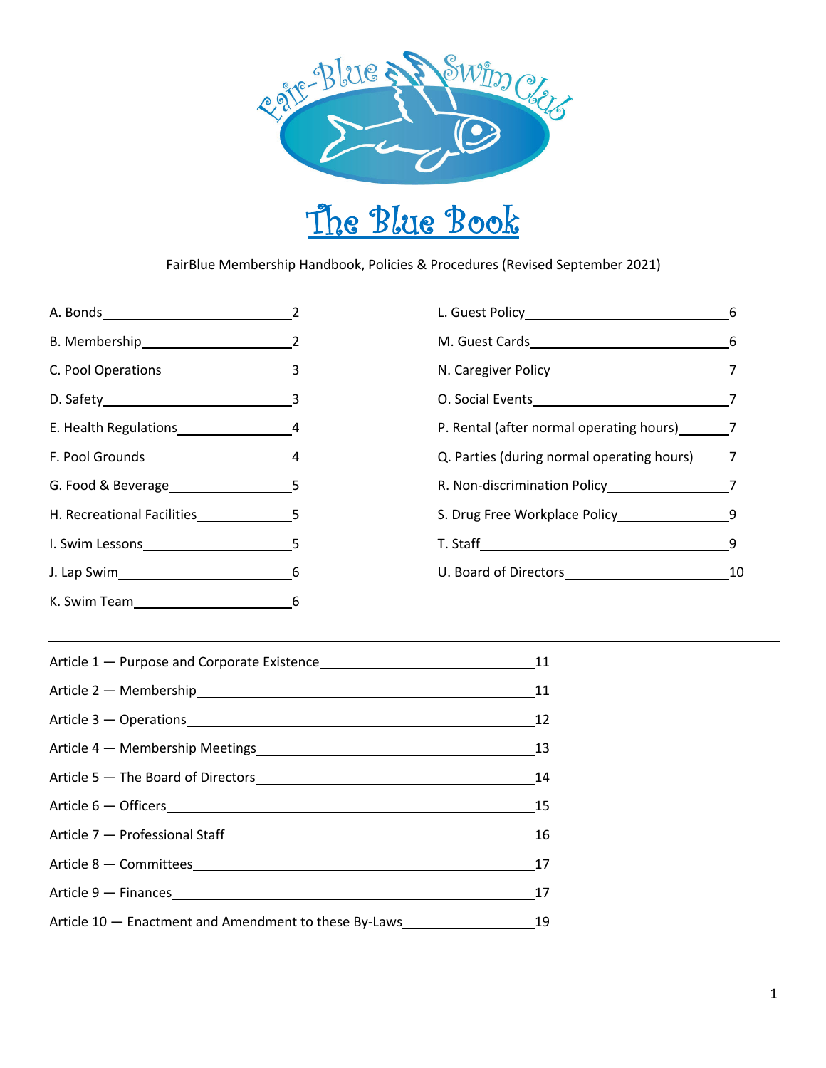Fair-Blue Swim Club

# The Blue Book

FairBlue Membership Handbook, Policies & Procedures (Revised September 2021)

| Section | Page |
|---|---|
| A. Bonds | 2 |
| B. Membership | 2 |
| C. Pool Operations | 3 |
| D. Safety | 3 |
| E. Health Regulations | 4 |
| F. Pool Grounds | 4 |
| G. Food & Beverage | 5 |
| H. Recreational Facilities | 5 |
| I. Swim Lessons | 5 |
| J. Lap Swim | 6 |
| K. Swim Team | 6 |
| L. Guest Policy | 6 |
| M. Guest Cards | 6 |
| N. Caregiver Policy | 7 |
| O. Social Events | 7 |
| P. Rental (after normal operating hours) | 7 |
| Q. Parties (during normal operating hours) | 7 |
| R. Non-discrimination Policy | 7 |
| S. Drug Free Workplace Policy | 9 |
| T. Staff | 9 |
| U. Board of Directors | 10 |

---

| Article | Page |
|---|---|
| Article 1 — Purpose and Corporate Existence | 11 |
| Article 2 — Membership | 11 |
| Article 3 — Operations | 12 |
| Article 4 — Membership Meetings | 13 |
| Article 5 — The Board of Directors | 14 |
| Article 6 — Officers | 15 |
| Article 7 — Professional Staff | 16 |
| Article 8 — Committees | 17 |
| Article 9 — Finances | 17 |
| Article 10 — Enactment and Amendment to these By-Laws | 19 |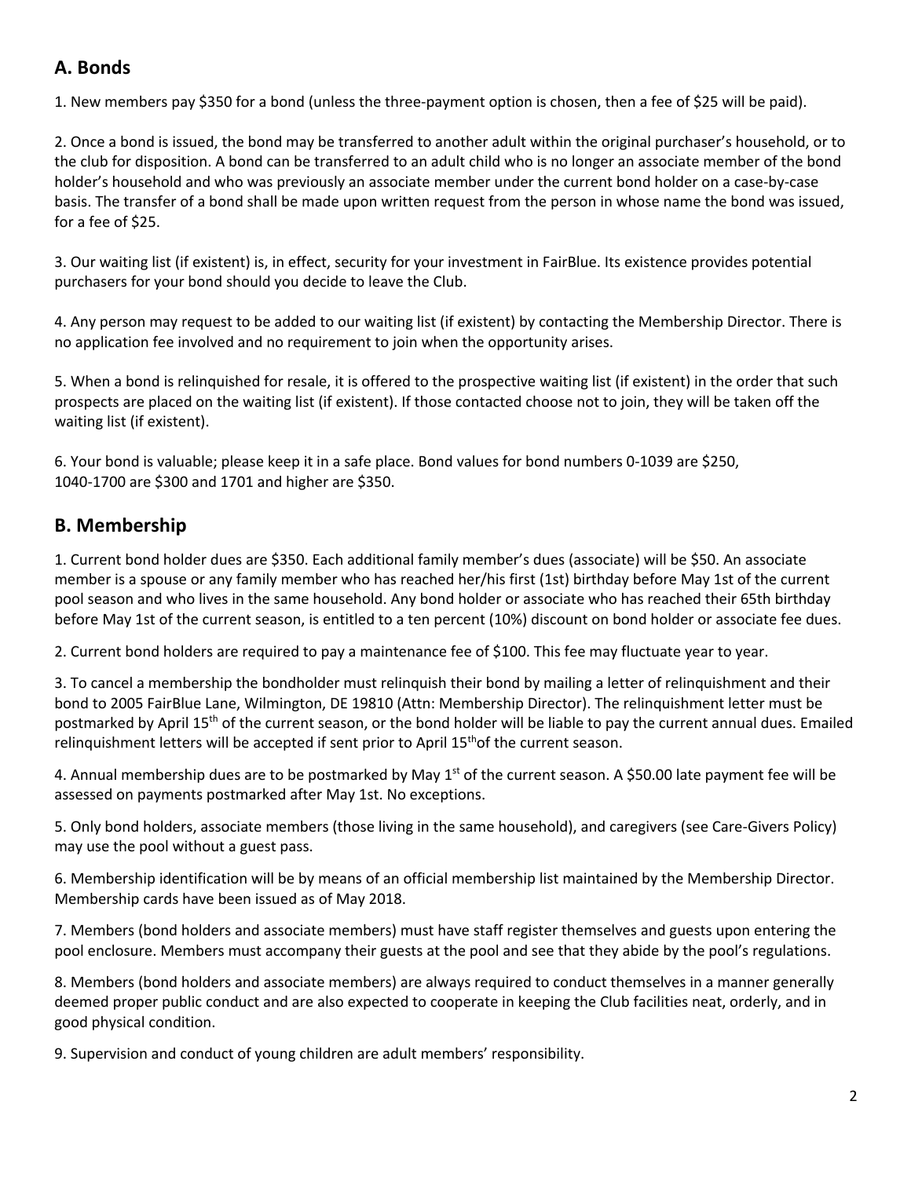## A. Bonds

1. New members pay $350 for a bond (unless the three-payment option is chosen, then a fee of $25 will be paid).

2. Once a bond is issued, the bond may be transferred to another adult within the original purchaser's household, or to the club for disposition. A bond can be transferred to an adult child who is no longer an associate member of the bond holder's household and who was previously an associate member under the current bond holder on a case-by-case basis. The transfer of a bond shall be made upon written request from the person in whose name the bond was issued, for a fee of $25.

3. Our waiting list (if existent) is, in effect, security for your investment in FairBlue. Its existence provides potential purchasers for your bond should you decide to leave the Club.

4. Any person may request to be added to our waiting list (if existent) by contacting the Membership Director. There is no application fee involved and no requirement to join when the opportunity arises.

5. When a bond is relinquished for resale, it is offered to the prospective waiting list (if existent) in the order that such prospects are placed on the waiting list (if existent). If those contacted choose not to join, they will be taken off the waiting list (if existent).

6. Your bond is valuable; please keep it in a safe place. Bond values for bond numbers 0-1039 are $250, 1040-1700 are $300 and 1701 and higher are $350.

## B. Membership

1. Current bond holder dues are $350. Each additional family member's dues (associate) will be $50. An associate member is a spouse or any family member who has reached her/his first (1st) birthday before May 1st of the current pool season and who lives in the same household. Any bond holder or associate who has reached their 65th birthday before May 1st of the current season, is entitled to a ten percent (10%) discount on bond holder or associate fee dues.

2. Current bond holders are required to pay a maintenance fee of $100. This fee may fluctuate year to year.

3. To cancel a membership the bondholder must relinquish their bond by mailing a letter of relinquishment and their bond to 2005 FairBlue Lane, Wilmington, DE 19810 (Attn: Membership Director). The relinquishment letter must be postmarked by April 15th of the current season, or the bond holder will be liable to pay the current annual dues. Emailed relinquishment letters will be accepted if sent prior to April 15th of the current season.

4. Annual membership dues are to be postmarked by May 1st of the current season. A $50.00 late payment fee will be assessed on payments postmarked after May 1st. No exceptions.

5. Only bond holders, associate members (those living in the same household), and caregivers (see Care-Givers Policy) may use the pool without a guest pass.

6. Membership identification will be by means of an official membership list maintained by the Membership Director. Membership cards have been issued as of May 2018.

7. Members (bond holders and associate members) must have staff register themselves and guests upon entering the pool enclosure. Members must accompany their guests at the pool and see that they abide by the pool's regulations.

8. Members (bond holders and associate members) are always required to conduct themselves in a manner generally deemed proper public conduct and are also expected to cooperate in keeping the Club facilities neat, orderly, and in good physical condition.

9. Supervision and conduct of young children are adult members' responsibility.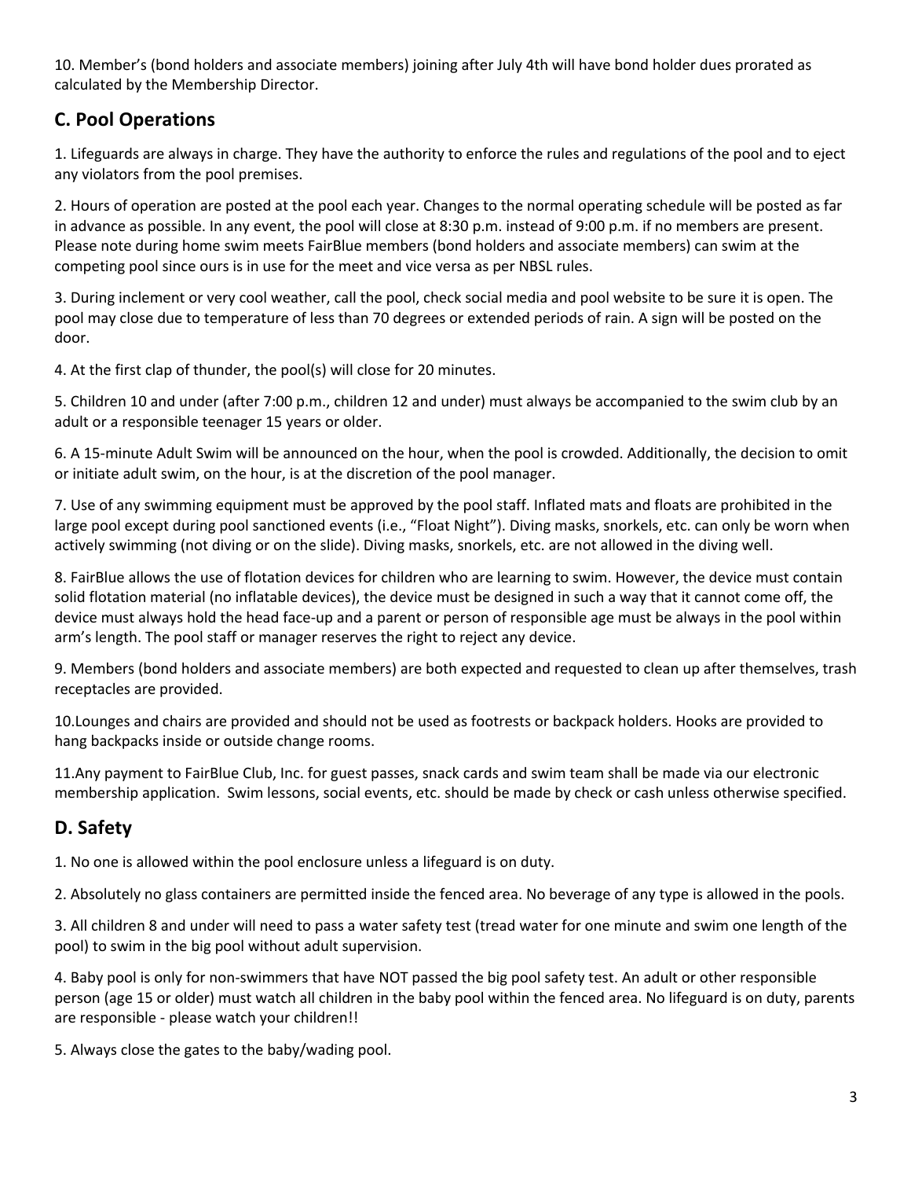10. Member's (bond holders and associate members) joining after July 4th will have bond holder dues prorated as calculated by the Membership Director.

## C. Pool Operations

1. Lifeguards are always in charge. They have the authority to enforce the rules and regulations of the pool and to eject any violators from the pool premises.

2. Hours of operation are posted at the pool each year. Changes to the normal operating schedule will be posted as far in advance as possible. In any event, the pool will close at 8:30 p.m. instead of 9:00 p.m. if no members are present. Please note during home swim meets FairBlue members (bond holders and associate members) can swim at the competing pool since ours is in use for the meet and vice versa as per NBSL rules.

3. During inclement or very cool weather, call the pool, check social media and pool website to be sure it is open. The pool may close due to temperature of less than 70 degrees or extended periods of rain. A sign will be posted on the door.

4. At the first clap of thunder, the pool(s) will close for 20 minutes.

5. Children 10 and under (after 7:00 p.m., children 12 and under) must always be accompanied to the swim club by an adult or a responsible teenager 15 years or older.

6. A 15-minute Adult Swim will be announced on the hour, when the pool is crowded. Additionally, the decision to omit or initiate adult swim, on the hour, is at the discretion of the pool manager.

7. Use of any swimming equipment must be approved by the pool staff. Inflated mats and floats are prohibited in the large pool except during pool sanctioned events (i.e., "Float Night"). Diving masks, snorkels, etc. can only be worn when actively swimming (not diving or on the slide). Diving masks, snorkels, etc. are not allowed in the diving well.

8. FairBlue allows the use of flotation devices for children who are learning to swim. However, the device must contain solid flotation material (no inflatable devices), the device must be designed in such a way that it cannot come off, the device must always hold the head face-up and a parent or person of responsible age must be always in the pool within arm's length. The pool staff or manager reserves the right to reject any device.

9. Members (bond holders and associate members) are both expected and requested to clean up after themselves, trash receptacles are provided.

10.Lounges and chairs are provided and should not be used as footrests or backpack holders. Hooks are provided to hang backpacks inside or outside change rooms.

11.Any payment to FairBlue Club, Inc. for guest passes, snack cards and swim team shall be made via our electronic membership application. Swim lessons, social events, etc. should be made by check or cash unless otherwise specified.

## D. Safety

1. No one is allowed within the pool enclosure unless a lifeguard is on duty.

2. Absolutely no glass containers are permitted inside the fenced area. No beverage of any type is allowed in the pools.

3. All children 8 and under will need to pass a water safety test (tread water for one minute and swim one length of the pool) to swim in the big pool without adult supervision.

4. Baby pool is only for non-swimmers that have NOT passed the big pool safety test. An adult or other responsible person (age 15 or older) must watch all children in the baby pool within the fenced area. No lifeguard is on duty, parents are responsible - please watch your children!!

5. Always close the gates to the baby/wading pool.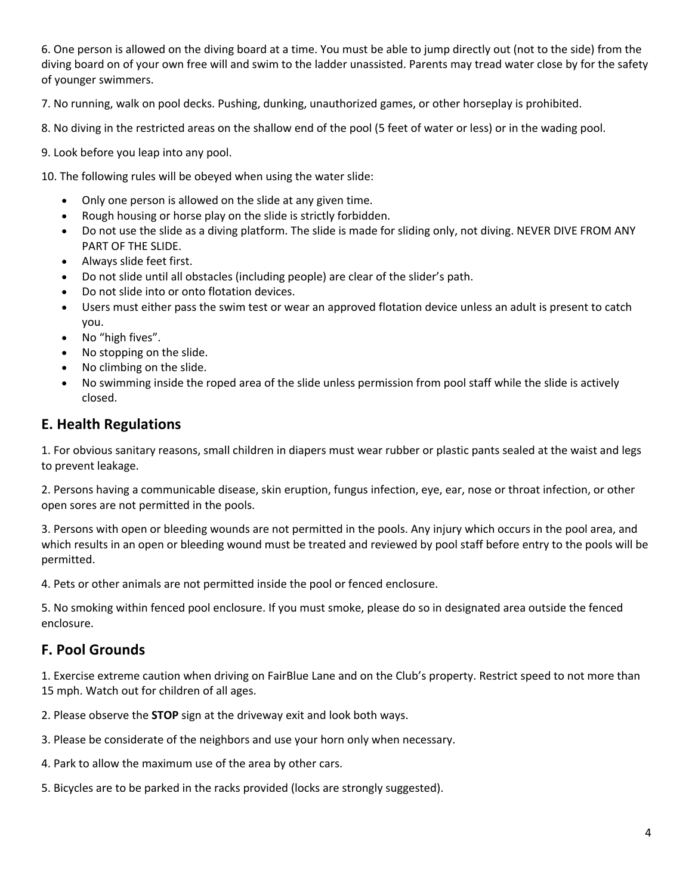6. One person is allowed on the diving board at a time. You must be able to jump directly out (not to the side) from the diving board on of your own free will and swim to the ladder unassisted. Parents may tread water close by for the safety of younger swimmers.

7. No running, walk on pool decks. Pushing, dunking, unauthorized games, or other horseplay is prohibited.

8. No diving in the restricted areas on the shallow end of the pool (5 feet of water or less) or in the wading pool.

9. Look before you leap into any pool.

10. The following rules will be obeyed when using the water slide:

- Only one person is allowed on the slide at any given time.
- Rough housing or horse play on the slide is strictly forbidden.
- Do not use the slide as a diving platform. The slide is made for sliding only, not diving. NEVER DIVE FROM ANY PART OF THE SLIDE.
- Always slide feet first.
- Do not slide until all obstacles (including people) are clear of the slider's path.
- Do not slide into or onto flotation devices.
- Users must either pass the swim test or wear an approved flotation device unless an adult is present to catch you.
- No "high fives".
- No stopping on the slide.
- No climbing on the slide.
- No swimming inside the roped area of the slide unless permission from pool staff while the slide is actively closed.

## E. Health Regulations

1. For obvious sanitary reasons, small children in diapers must wear rubber or plastic pants sealed at the waist and legs to prevent leakage.

2. Persons having a communicable disease, skin eruption, fungus infection, eye, ear, nose or throat infection, or other open sores are not permitted in the pools.

3. Persons with open or bleeding wounds are not permitted in the pools. Any injury which occurs in the pool area, and which results in an open or bleeding wound must be treated and reviewed by pool staff before entry to the pools will be permitted.

4. Pets or other animals are not permitted inside the pool or fenced enclosure.

5. No smoking within fenced pool enclosure. If you must smoke, please do so in designated area outside the fenced enclosure.

## F. Pool Grounds

1. Exercise extreme caution when driving on FairBlue Lane and on the Club's property. Restrict speed to not more than 15 mph. Watch out for children of all ages.

2. Please observe the **STOP** sign at the driveway exit and look both ways.

3. Please be considerate of the neighbors and use your horn only when necessary.

4. Park to allow the maximum use of the area by other cars.

5. Bicycles are to be parked in the racks provided (locks are strongly suggested).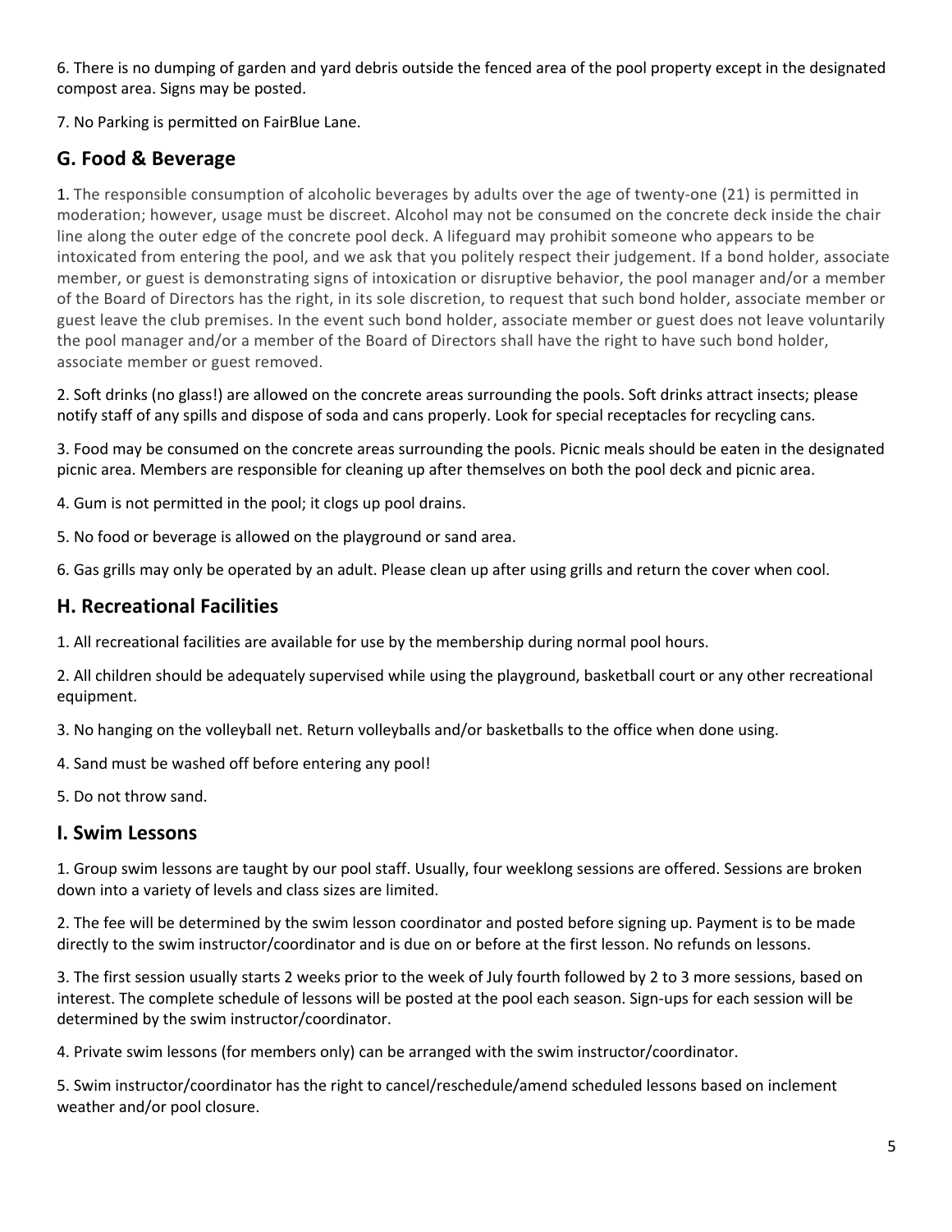6. There is no dumping of garden and yard debris outside the fenced area of the pool property except in the designated compost area. Signs may be posted.

7. No Parking is permitted on FairBlue Lane.

## G. Food & Beverage

1. The responsible consumption of alcoholic beverages by adults over the age of twenty-one (21) is permitted in moderation; however, usage must be discreet. Alcohol may not be consumed on the concrete deck inside the chair line along the outer edge of the concrete pool deck. A lifeguard may prohibit someone who appears to be intoxicated from entering the pool, and we ask that you politely respect their judgement. If a bond holder, associate member, or guest is demonstrating signs of intoxication or disruptive behavior, the pool manager and/or a member of the Board of Directors has the right, in its sole discretion, to request that such bond holder, associate member or guest leave the club premises. In the event such bond holder, associate member or guest does not leave voluntarily the pool manager and/or a member of the Board of Directors shall have the right to have such bond holder, associate member or guest removed.

2. Soft drinks (no glass!) are allowed on the concrete areas surrounding the pools. Soft drinks attract insects; please notify staff of any spills and dispose of soda and cans properly. Look for special receptacles for recycling cans.

3. Food may be consumed on the concrete areas surrounding the pools. Picnic meals should be eaten in the designated picnic area. Members are responsible for cleaning up after themselves on both the pool deck and picnic area.

4. Gum is not permitted in the pool; it clogs up pool drains.

5. No food or beverage is allowed on the playground or sand area.

6. Gas grills may only be operated by an adult. Please clean up after using grills and return the cover when cool.

## H. Recreational Facilities

1. All recreational facilities are available for use by the membership during normal pool hours.

2. All children should be adequately supervised while using the playground, basketball court or any other recreational equipment.

3. No hanging on the volleyball net. Return volleyballs and/or basketballs to the office when done using.

4. Sand must be washed off before entering any pool!

5. Do not throw sand.

## I. Swim Lessons

1. Group swim lessons are taught by our pool staff. Usually, four weeklong sessions are offered. Sessions are broken down into a variety of levels and class sizes are limited.

2. The fee will be determined by the swim lesson coordinator and posted before signing up. Payment is to be made directly to the swim instructor/coordinator and is due on or before at the first lesson. No refunds on lessons.

3. The first session usually starts 2 weeks prior to the week of July fourth followed by 2 to 3 more sessions, based on interest. The complete schedule of lessons will be posted at the pool each season. Sign-ups for each session will be determined by the swim instructor/coordinator.

4. Private swim lessons (for members only) can be arranged with the swim instructor/coordinator.

5. Swim instructor/coordinator has the right to cancel/reschedule/amend scheduled lessons based on inclement weather and/or pool closure.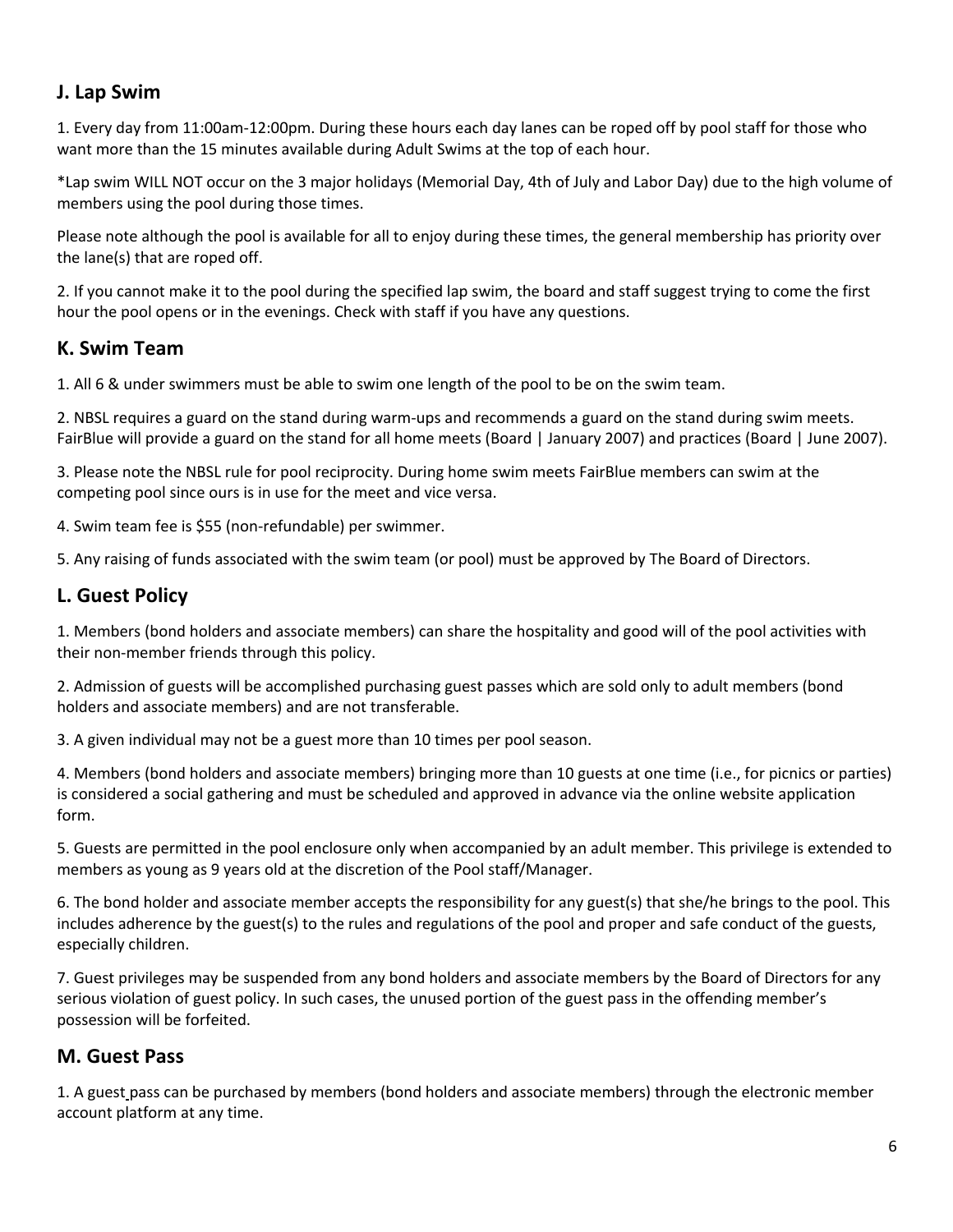## J. Lap Swim

1. Every day from 11:00am-12:00pm. During these hours each day lanes can be roped off by pool staff for those who want more than the 15 minutes available during Adult Swims at the top of each hour.

*Lap swim WILL NOT occur on the 3 major holidays (Memorial Day, 4th of July and Labor Day) due to the high volume of members using the pool during those times.

Please note although the pool is available for all to enjoy during these times, the general membership has priority over the lane(s) that are roped off.

2. If you cannot make it to the pool during the specified lap swim, the board and staff suggest trying to come the first hour the pool opens or in the evenings. Check with staff if you have any questions.

## K. Swim Team

1. All 6 & under swimmers must be able to swim one length of the pool to be on the swim team.

2. NBSL requires a guard on the stand during warm-ups and recommends a guard on the stand during swim meets. FairBlue will provide a guard on the stand for all home meets (Board | January 2007) and practices (Board | June 2007).

3. Please note the NBSL rule for pool reciprocity. During home swim meets FairBlue members can swim at the competing pool since ours is in use for the meet and vice versa.

4. Swim team fee is $55 (non-refundable) per swimmer.

5. Any raising of funds associated with the swim team (or pool) must be approved by The Board of Directors.

## L. Guest Policy

1. Members (bond holders and associate members) can share the hospitality and good will of the pool activities with their non-member friends through this policy.

2. Admission of guests will be accomplished purchasing guest passes which are sold only to adult members (bond holders and associate members) and are not transferable.

3. A given individual may not be a guest more than 10 times per pool season.

4. Members (bond holders and associate members) bringing more than 10 guests at one time (i.e., for picnics or parties) is considered a social gathering and must be scheduled and approved in advance via the online website application form.

5. Guests are permitted in the pool enclosure only when accompanied by an adult member. This privilege is extended to members as young as 9 years old at the discretion of the Pool staff/Manager.

6. The bond holder and associate member accepts the responsibility for any guest(s) that she/he brings to the pool. This includes adherence by the guest(s) to the rules and regulations of the pool and proper and safe conduct of the guests, especially children.

7. Guest privileges may be suspended from any bond holders and associate members by the Board of Directors for any serious violation of guest policy. In such cases, the unused portion of the guest pass in the offending member's possession will be forfeited.

## M. Guest Pass

1. A guest pass can be purchased by members (bond holders and associate members) through the electronic member account platform at any time.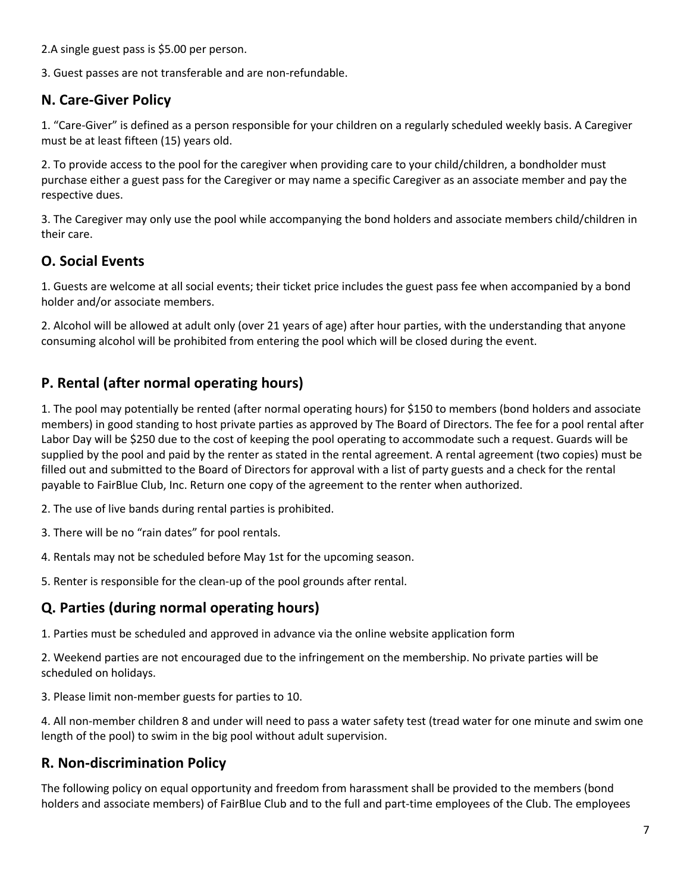2.A single guest pass is $5.00 per person.

3. Guest passes are not transferable and are non-refundable.

## N. Care-Giver Policy

1. “Care-Giver” is defined as a person responsible for your children on a regularly scheduled weekly basis. A Caregiver must be at least fifteen (15) years old.

2. To provide access to the pool for the caregiver when providing care to your child/children, a bondholder must purchase either a guest pass for the Caregiver or may name a specific Caregiver as an associate member and pay the respective dues.

3. The Caregiver may only use the pool while accompanying the bond holders and associate members child/children in their care.

## O. Social Events

1. Guests are welcome at all social events; their ticket price includes the guest pass fee when accompanied by a bond holder and/or associate members.

2. Alcohol will be allowed at adult only (over 21 years of age) after hour parties, with the understanding that anyone consuming alcohol will be prohibited from entering the pool which will be closed during the event.

## P. Rental (after normal operating hours)

1. The pool may potentially be rented (after normal operating hours) for $150 to members (bond holders and associate members) in good standing to host private parties as approved by The Board of Directors. The fee for a pool rental after Labor Day will be $250 due to the cost of keeping the pool operating to accommodate such a request. Guards will be supplied by the pool and paid by the renter as stated in the rental agreement. A rental agreement (two copies) must be filled out and submitted to the Board of Directors for approval with a list of party guests and a check for the rental payable to FairBlue Club, Inc. Return one copy of the agreement to the renter when authorized.

2. The use of live bands during rental parties is prohibited.

3. There will be no “rain dates” for pool rentals.

4. Rentals may not be scheduled before May 1st for the upcoming season.

5. Renter is responsible for the clean-up of the pool grounds after rental.

## Q. Parties (during normal operating hours)

1. Parties must be scheduled and approved in advance via the online website application form

2. Weekend parties are not encouraged due to the infringement on the membership. No private parties will be scheduled on holidays.

3. Please limit non-member guests for parties to 10.

4. All non-member children 8 and under will need to pass a water safety test (tread water for one minute and swim one length of the pool) to swim in the big pool without adult supervision.

## R. Non-discrimination Policy

The following policy on equal opportunity and freedom from harassment shall be provided to the members (bond holders and associate members) of FairBlue Club and to the full and part-time employees of the Club. The employees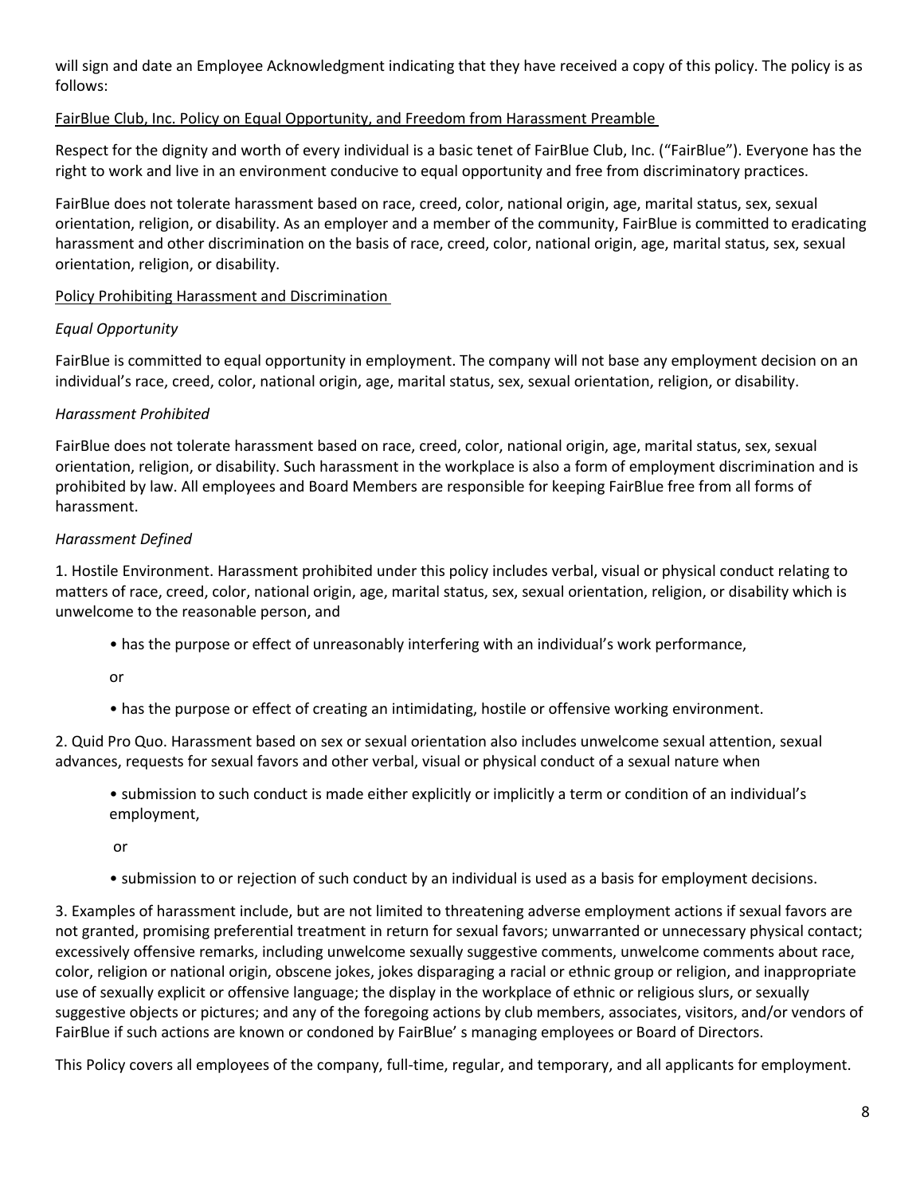will sign and date an Employee Acknowledgment indicating that they have received a copy of this policy. The policy is as follows:

<u>FairBlue Club, Inc. Policy on Equal Opportunity, and Freedom from Harassment Preamble</u>

Respect for the dignity and worth of every individual is a basic tenet of FairBlue Club, Inc. ("FairBlue"). Everyone has the right to work and live in an environment conducive to equal opportunity and free from discriminatory practices.

FairBlue does not tolerate harassment based on race, creed, color, national origin, age, marital status, sex, sexual orientation, religion, or disability. As an employer and a member of the community, FairBlue is committed to eradicating harassment and other discrimination on the basis of race, creed, color, national origin, age, marital status, sex, sexual orientation, religion, or disability.

<u>Policy Prohibiting Harassment and Discrimination</u>

*Equal Opportunity*

FairBlue is committed to equal opportunity in employment. The company will not base any employment decision on an individual's race, creed, color, national origin, age, marital status, sex, sexual orientation, religion, or disability.

*Harassment Prohibited*

FairBlue does not tolerate harassment based on race, creed, color, national origin, age, marital status, sex, sexual orientation, religion, or disability. Such harassment in the workplace is also a form of employment discrimination and is prohibited by law. All employees and Board Members are responsible for keeping FairBlue free from all forms of harassment.

*Harassment Defined*

1. Hostile Environment. Harassment prohibited under this policy includes verbal, visual or physical conduct relating to matters of race, creed, color, national origin, age, marital status, sex, sexual orientation, religion, or disability which is unwelcome to the reasonable person, and

- has the purpose or effect of unreasonably interfering with an individual's work performance,

  or

- has the purpose or effect of creating an intimidating, hostile or offensive working environment.

2. Quid Pro Quo. Harassment based on sex or sexual orientation also includes unwelcome sexual attention, sexual advances, requests for sexual favors and other verbal, visual or physical conduct of a sexual nature when

- submission to such conduct is made either explicitly or implicitly a term or condition of an individual's employment,

  or

- submission to or rejection of such conduct by an individual is used as a basis for employment decisions.

3. Examples of harassment include, but are not limited to threatening adverse employment actions if sexual favors are not granted, promising preferential treatment in return for sexual favors; unwarranted or unnecessary physical contact; excessively offensive remarks, including unwelcome sexually suggestive comments, unwelcome comments about race, color, religion or national origin, obscene jokes, jokes disparaging a racial or ethnic group or religion, and inappropriate use of sexually explicit or offensive language; the display in the workplace of ethnic or religious slurs, or sexually suggestive objects or pictures; and any of the foregoing actions by club members, associates, visitors, and/or vendors of FairBlue if such actions are known or condoned by FairBlue' s managing employees or Board of Directors.

This Policy covers all employees of the company, full-time, regular, and temporary, and all applicants for employment.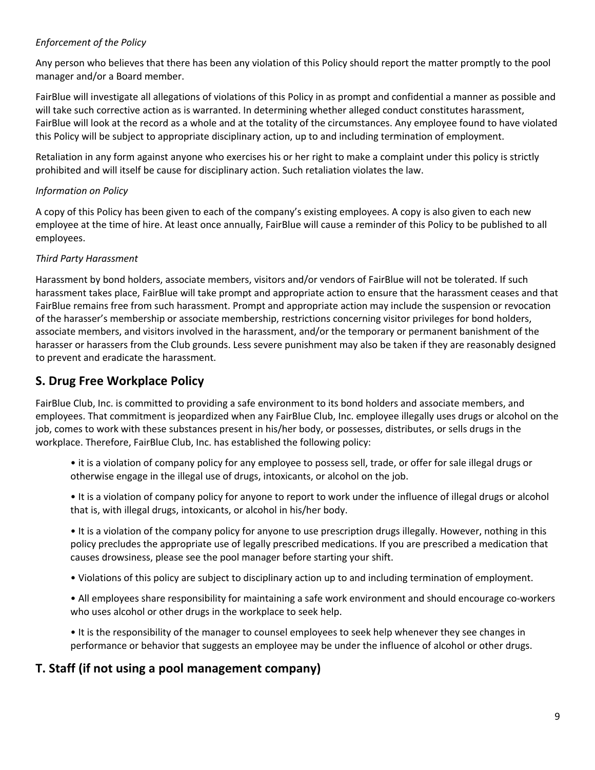*Enforcement of the Policy*

Any person who believes that there has been any violation of this Policy should report the matter promptly to the pool manager and/or a Board member.

FairBlue will investigate all allegations of violations of this Policy in as prompt and confidential a manner as possible and will take such corrective action as is warranted. In determining whether alleged conduct constitutes harassment, FairBlue will look at the record as a whole and at the totality of the circumstances. Any employee found to have violated this Policy will be subject to appropriate disciplinary action, up to and including termination of employment.

Retaliation in any form against anyone who exercises his or her right to make a complaint under this policy is strictly prohibited and will itself be cause for disciplinary action. Such retaliation violates the law.

*Information on Policy*

A copy of this Policy has been given to each of the company's existing employees. A copy is also given to each new employee at the time of hire. At least once annually, FairBlue will cause a reminder of this Policy to be published to all employees.

*Third Party Harassment*

Harassment by bond holders, associate members, visitors and/or vendors of FairBlue will not be tolerated. If such harassment takes place, FairBlue will take prompt and appropriate action to ensure that the harassment ceases and that FairBlue remains free from such harassment. Prompt and appropriate action may include the suspension or revocation of the harasser's membership or associate membership, restrictions concerning visitor privileges for bond holders, associate members, and visitors involved in the harassment, and/or the temporary or permanent banishment of the harasser or harassers from the Club grounds. Less severe punishment may also be taken if they are reasonably designed to prevent and eradicate the harassment.

## S. Drug Free Workplace Policy

FairBlue Club, Inc. is committed to providing a safe environment to its bond holders and associate members, and employees. That commitment is jeopardized when any FairBlue Club, Inc. employee illegally uses drugs or alcohol on the job, comes to work with these substances present in his/her body, or possesses, distributes, or sells drugs in the workplace. Therefore, FairBlue Club, Inc. has established the following policy:

- it is a violation of company policy for any employee to possess sell, trade, or offer for sale illegal drugs or otherwise engage in the illegal use of drugs, intoxicants, or alcohol on the job.
- It is a violation of company policy for anyone to report to work under the influence of illegal drugs or alcohol that is, with illegal drugs, intoxicants, or alcohol in his/her body.
- It is a violation of the company policy for anyone to use prescription drugs illegally. However, nothing in this policy precludes the appropriate use of legally prescribed medications. If you are prescribed a medication that causes drowsiness, please see the pool manager before starting your shift.
- Violations of this policy are subject to disciplinary action up to and including termination of employment.
- All employees share responsibility for maintaining a safe work environment and should encourage co-workers who uses alcohol or other drugs in the workplace to seek help.
- It is the responsibility of the manager to counsel employees to seek help whenever they see changes in performance or behavior that suggests an employee may be under the influence of alcohol or other drugs.

## T. Staff (if not using a pool management company)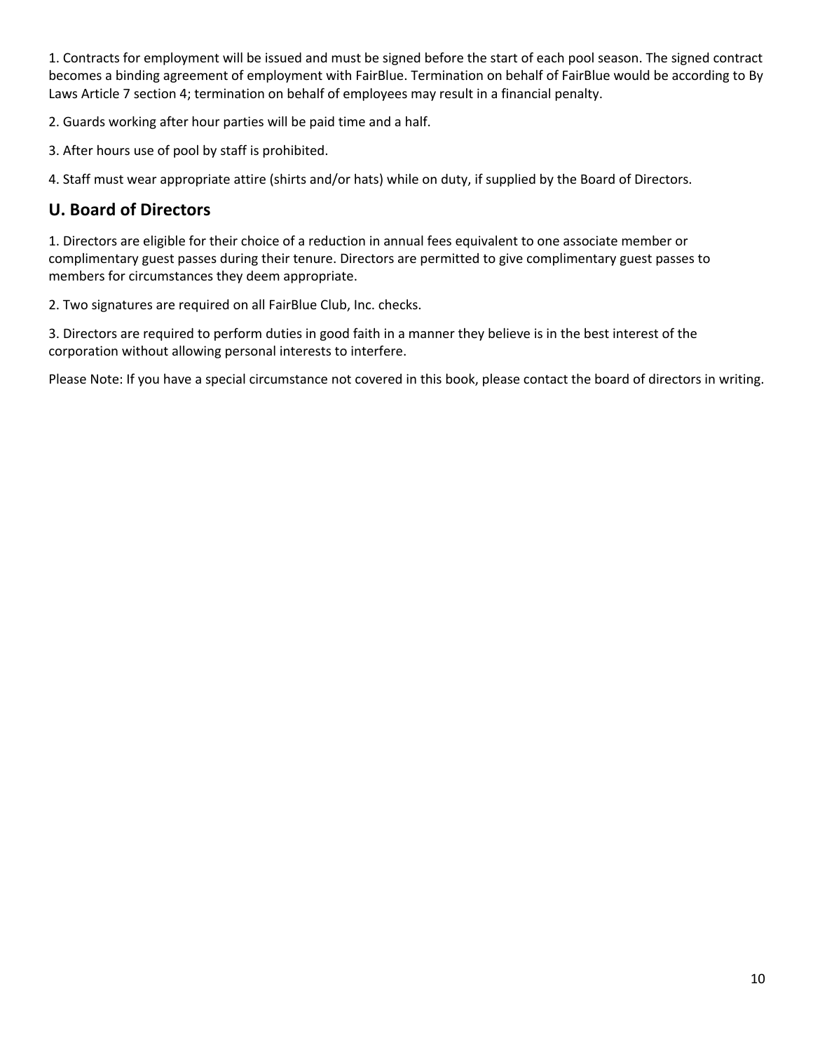1. Contracts for employment will be issued and must be signed before the start of each pool season. The signed contract becomes a binding agreement of employment with FairBlue. Termination on behalf of FairBlue would be according to By Laws Article 7 section 4; termination on behalf of employees may result in a financial penalty.

2. Guards working after hour parties will be paid time and a half.

3. After hours use of pool by staff is prohibited.

4. Staff must wear appropriate attire (shirts and/or hats) while on duty, if supplied by the Board of Directors.

## U. Board of Directors

1. Directors are eligible for their choice of a reduction in annual fees equivalent to one associate member or complimentary guest passes during their tenure. Directors are permitted to give complimentary guest passes to members for circumstances they deem appropriate.

2. Two signatures are required on all FairBlue Club, Inc. checks.

3. Directors are required to perform duties in good faith in a manner they believe is in the best interest of the corporation without allowing personal interests to interfere.

Please Note: If you have a special circumstance not covered in this book, please contact the board of directors in writing.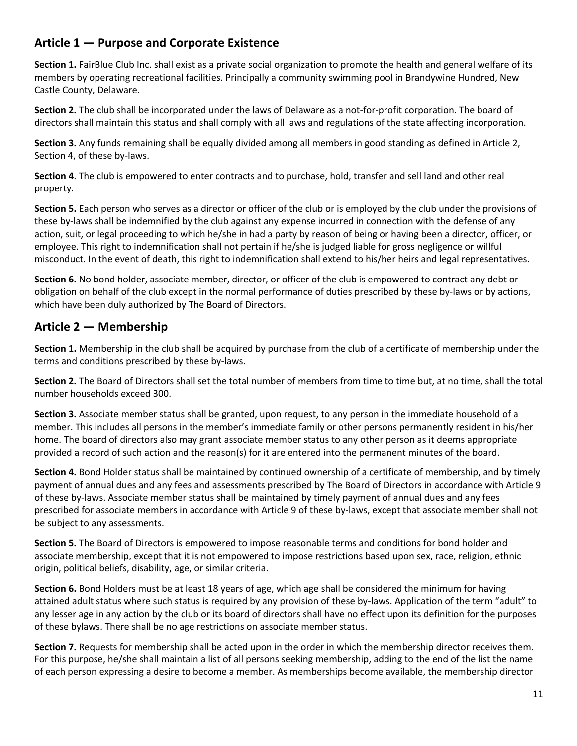## Article 1 — Purpose and Corporate Existence

**Section 1.** FairBlue Club Inc. shall exist as a private social organization to promote the health and general welfare of its members by operating recreational facilities. Principally a community swimming pool in Brandywine Hundred, New Castle County, Delaware.

**Section 2.** The club shall be incorporated under the laws of Delaware as a not-for-profit corporation. The board of directors shall maintain this status and shall comply with all laws and regulations of the state affecting incorporation.

**Section 3.** Any funds remaining shall be equally divided among all members in good standing as defined in Article 2, Section 4, of these by-laws.

**Section 4**. The club is empowered to enter contracts and to purchase, hold, transfer and sell land and other real property.

**Section 5.** Each person who serves as a director or officer of the club or is employed by the club under the provisions of these by-laws shall be indemnified by the club against any expense incurred in connection with the defense of any action, suit, or legal proceeding to which he/she in had a party by reason of being or having been a director, officer, or employee. This right to indemnification shall not pertain if he/she is judged liable for gross negligence or willful misconduct. In the event of death, this right to indemnification shall extend to his/her heirs and legal representatives.

**Section 6.** No bond holder, associate member, director, or officer of the club is empowered to contract any debt or obligation on behalf of the club except in the normal performance of duties prescribed by these by-laws or by actions, which have been duly authorized by The Board of Directors.

## Article 2 — Membership

**Section 1.** Membership in the club shall be acquired by purchase from the club of a certificate of membership under the terms and conditions prescribed by these by-laws.

**Section 2.** The Board of Directors shall set the total number of members from time to time but, at no time, shall the total number households exceed 300.

**Section 3.** Associate member status shall be granted, upon request, to any person in the immediate household of a member. This includes all persons in the member's immediate family or other persons permanently resident in his/her home. The board of directors also may grant associate member status to any other person as it deems appropriate provided a record of such action and the reason(s) for it are entered into the permanent minutes of the board.

**Section 4.** Bond Holder status shall be maintained by continued ownership of a certificate of membership, and by timely payment of annual dues and any fees and assessments prescribed by The Board of Directors in accordance with Article 9 of these by-laws. Associate member status shall be maintained by timely payment of annual dues and any fees prescribed for associate members in accordance with Article 9 of these by-laws, except that associate member shall not be subject to any assessments.

**Section 5.** The Board of Directors is empowered to impose reasonable terms and conditions for bond holder and associate membership, except that it is not empowered to impose restrictions based upon sex, race, religion, ethnic origin, political beliefs, disability, age, or similar criteria.

**Section 6.** Bond Holders must be at least 18 years of age, which age shall be considered the minimum for having attained adult status where such status is required by any provision of these by-laws. Application of the term "adult" to any lesser age in any action by the club or its board of directors shall have no effect upon its definition for the purposes of these bylaws. There shall be no age restrictions on associate member status.

**Section 7.** Requests for membership shall be acted upon in the order in which the membership director receives them. For this purpose, he/she shall maintain a list of all persons seeking membership, adding to the end of the list the name of each person expressing a desire to become a member. As memberships become available, the membership director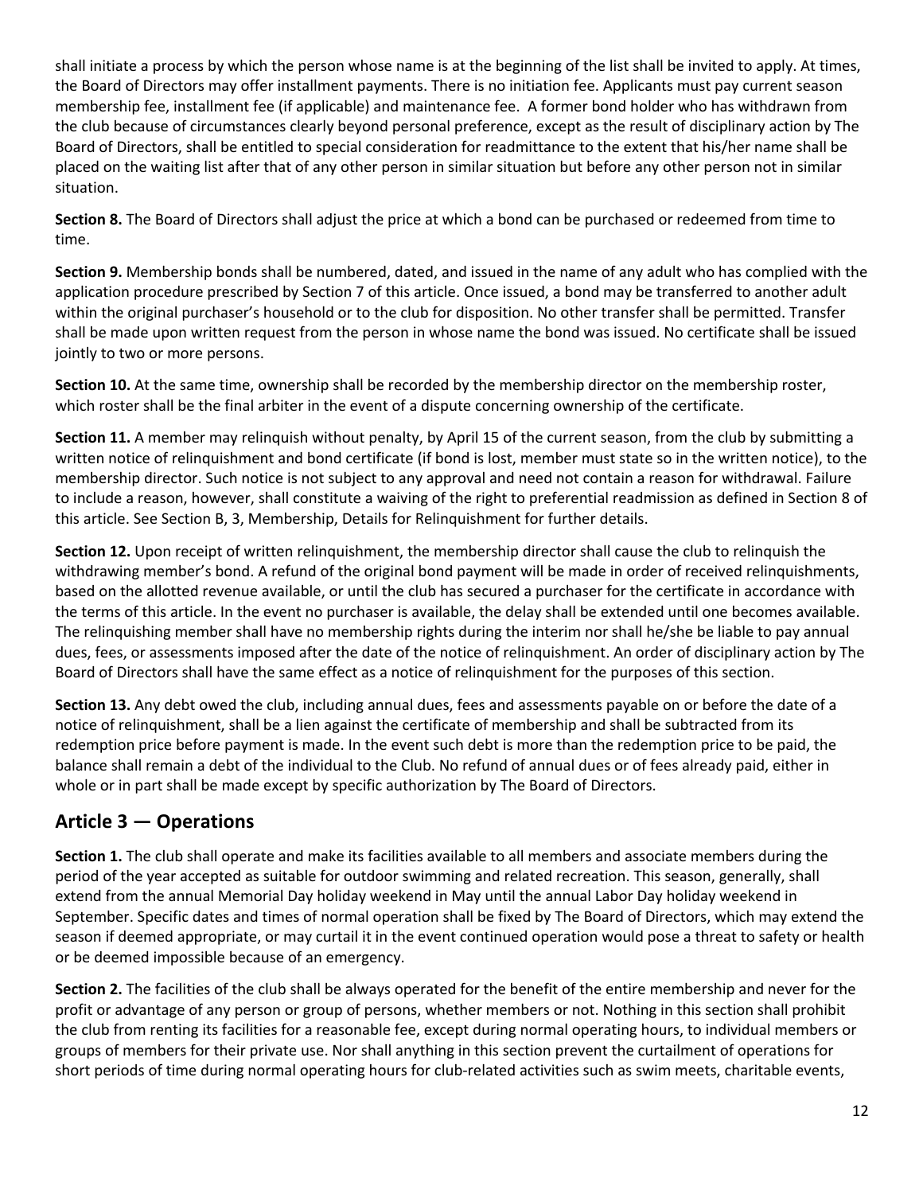shall initiate a process by which the person whose name is at the beginning of the list shall be invited to apply. At times, the Board of Directors may offer installment payments. There is no initiation fee. Applicants must pay current season membership fee, installment fee (if applicable) and maintenance fee. A former bond holder who has withdrawn from the club because of circumstances clearly beyond personal preference, except as the result of disciplinary action by The Board of Directors, shall be entitled to special consideration for readmittance to the extent that his/her name shall be placed on the waiting list after that of any other person in similar situation but before any other person not in similar situation.

**Section 8.** The Board of Directors shall adjust the price at which a bond can be purchased or redeemed from time to time.

**Section 9.** Membership bonds shall be numbered, dated, and issued in the name of any adult who has complied with the application procedure prescribed by Section 7 of this article. Once issued, a bond may be transferred to another adult within the original purchaser's household or to the club for disposition. No other transfer shall be permitted. Transfer shall be made upon written request from the person in whose name the bond was issued. No certificate shall be issued jointly to two or more persons.

**Section 10.** At the same time, ownership shall be recorded by the membership director on the membership roster, which roster shall be the final arbiter in the event of a dispute concerning ownership of the certificate.

**Section 11.** A member may relinquish without penalty, by April 15 of the current season, from the club by submitting a written notice of relinquishment and bond certificate (if bond is lost, member must state so in the written notice), to the membership director. Such notice is not subject to any approval and need not contain a reason for withdrawal. Failure to include a reason, however, shall constitute a waiving of the right to preferential readmission as defined in Section 8 of this article. See Section B, 3, Membership, Details for Relinquishment for further details.

**Section 12.** Upon receipt of written relinquishment, the membership director shall cause the club to relinquish the withdrawing member's bond. A refund of the original bond payment will be made in order of received relinquishments, based on the allotted revenue available, or until the club has secured a purchaser for the certificate in accordance with the terms of this article. In the event no purchaser is available, the delay shall be extended until one becomes available. The relinquishing member shall have no membership rights during the interim nor shall he/she be liable to pay annual dues, fees, or assessments imposed after the date of the notice of relinquishment. An order of disciplinary action by The Board of Directors shall have the same effect as a notice of relinquishment for the purposes of this section.

**Section 13.** Any debt owed the club, including annual dues, fees and assessments payable on or before the date of a notice of relinquishment, shall be a lien against the certificate of membership and shall be subtracted from its redemption price before payment is made. In the event such debt is more than the redemption price to be paid, the balance shall remain a debt of the individual to the Club. No refund of annual dues or of fees already paid, either in whole or in part shall be made except by specific authorization by The Board of Directors.

## Article 3 — Operations

**Section 1.** The club shall operate and make its facilities available to all members and associate members during the period of the year accepted as suitable for outdoor swimming and related recreation. This season, generally, shall extend from the annual Memorial Day holiday weekend in May until the annual Labor Day holiday weekend in September. Specific dates and times of normal operation shall be fixed by The Board of Directors, which may extend the season if deemed appropriate, or may curtail it in the event continued operation would pose a threat to safety or health or be deemed impossible because of an emergency.

**Section 2.** The facilities of the club shall be always operated for the benefit of the entire membership and never for the profit or advantage of any person or group of persons, whether members or not. Nothing in this section shall prohibit the club from renting its facilities for a reasonable fee, except during normal operating hours, to individual members or groups of members for their private use. Nor shall anything in this section prevent the curtailment of operations for short periods of time during normal operating hours for club-related activities such as swim meets, charitable events,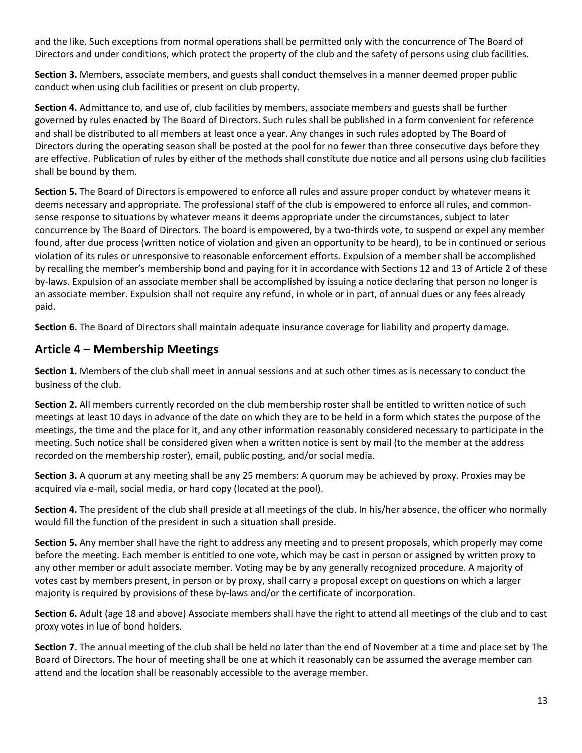and the like. Such exceptions from normal operations shall be permitted only with the concurrence of The Board of Directors and under conditions, which protect the property of the club and the safety of persons using club facilities.

**Section 3.** Members, associate members, and guests shall conduct themselves in a manner deemed proper public conduct when using club facilities or present on club property.

**Section 4.** Admittance to, and use of, club facilities by members, associate members and guests shall be further governed by rules enacted by The Board of Directors. Such rules shall be published in a form convenient for reference and shall be distributed to all members at least once a year. Any changes in such rules adopted by The Board of Directors during the operating season shall be posted at the pool for no fewer than three consecutive days before they are effective. Publication of rules by either of the methods shall constitute due notice and all persons using club facilities shall be bound by them.

**Section 5.** The Board of Directors is empowered to enforce all rules and assure proper conduct by whatever means it deems necessary and appropriate. The professional staff of the club is empowered to enforce all rules, and common-sense response to situations by whatever means it deems appropriate under the circumstances, subject to later concurrence by The Board of Directors. The board is empowered, by a two-thirds vote, to suspend or expel any member found, after due process (written notice of violation and given an opportunity to be heard), to be in continued or serious violation of its rules or unresponsive to reasonable enforcement efforts. Expulsion of a member shall be accomplished by recalling the member's membership bond and paying for it in accordance with Sections 12 and 13 of Article 2 of these by-laws. Expulsion of an associate member shall be accomplished by issuing a notice declaring that person no longer is an associate member. Expulsion shall not require any refund, in whole or in part, of annual dues or any fees already paid.

**Section 6.** The Board of Directors shall maintain adequate insurance coverage for liability and property damage.

## Article 4 – Membership Meetings

**Section 1.** Members of the club shall meet in annual sessions and at such other times as is necessary to conduct the business of the club.

**Section 2.** All members currently recorded on the club membership roster shall be entitled to written notice of such meetings at least 10 days in advance of the date on which they are to be held in a form which states the purpose of the meetings, the time and the place for it, and any other information reasonably considered necessary to participate in the meeting. Such notice shall be considered given when a written notice is sent by mail (to the member at the address recorded on the membership roster), email, public posting, and/or social media.

**Section 3.** A quorum at any meeting shall be any 25 members: A quorum may be achieved by proxy. Proxies may be acquired via e-mail, social media, or hard copy (located at the pool).

**Section 4.** The president of the club shall preside at all meetings of the club. In his/her absence, the officer who normally would fill the function of the president in such a situation shall preside.

**Section 5.** Any member shall have the right to address any meeting and to present proposals, which properly may come before the meeting. Each member is entitled to one vote, which may be cast in person or assigned by written proxy to any other member or adult associate member. Voting may be by any generally recognized procedure. A majority of votes cast by members present, in person or by proxy, shall carry a proposal except on questions on which a larger majority is required by provisions of these by-laws and/or the certificate of incorporation.

**Section 6.** Adult (age 18 and above) Associate members shall have the right to attend all meetings of the club and to cast proxy votes in lue of bond holders.

**Section 7.** The annual meeting of the club shall be held no later than the end of November at a time and place set by The Board of Directors. The hour of meeting shall be one at which it reasonably can be assumed the average member can attend and the location shall be reasonably accessible to the average member.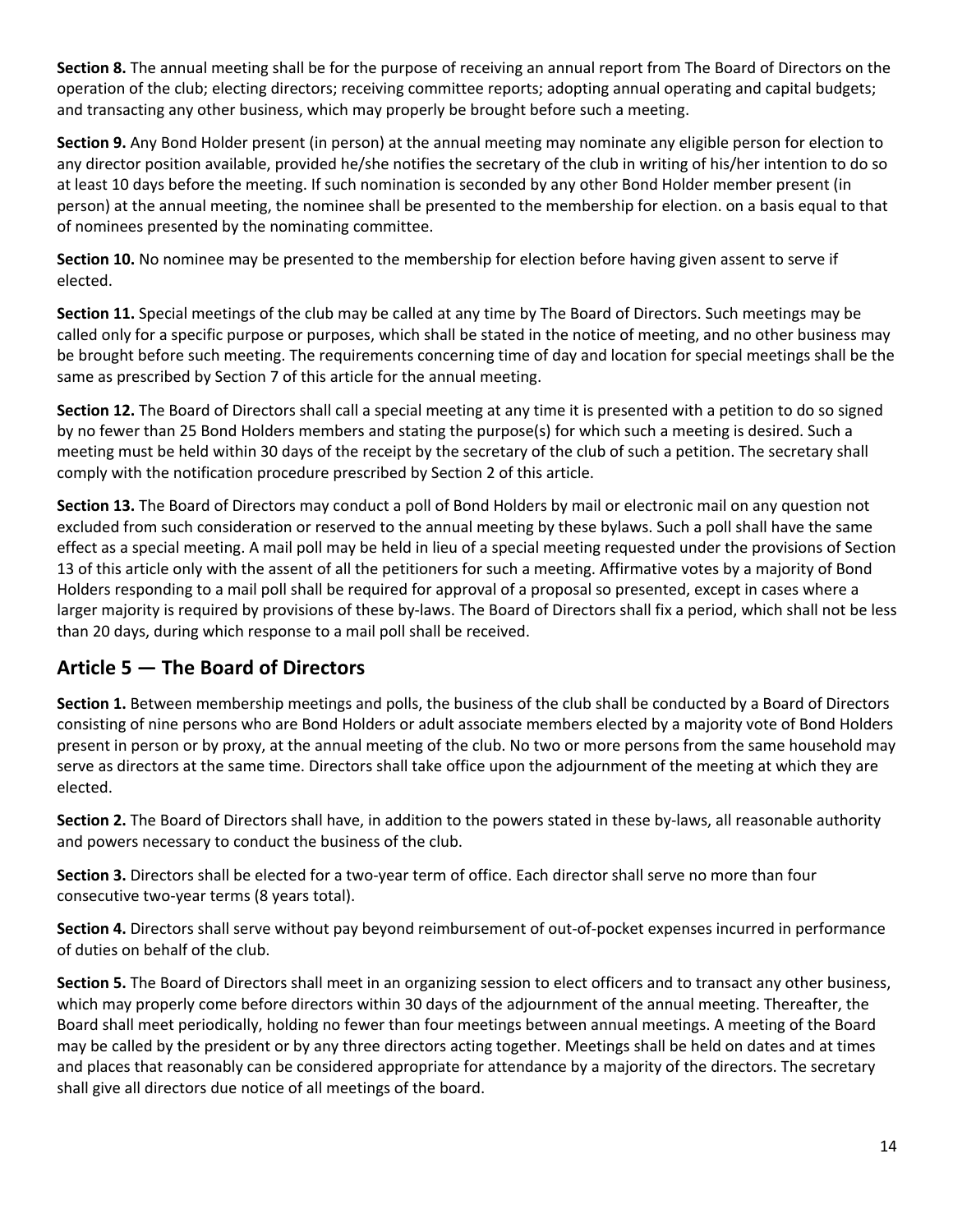**Section 8.** The annual meeting shall be for the purpose of receiving an annual report from The Board of Directors on the operation of the club; electing directors; receiving committee reports; adopting annual operating and capital budgets; and transacting any other business, which may properly be brought before such a meeting.

**Section 9.** Any Bond Holder present (in person) at the annual meeting may nominate any eligible person for election to any director position available, provided he/she notifies the secretary of the club in writing of his/her intention to do so at least 10 days before the meeting. If such nomination is seconded by any other Bond Holder member present (in person) at the annual meeting, the nominee shall be presented to the membership for election. on a basis equal to that of nominees presented by the nominating committee.

**Section 10.** No nominee may be presented to the membership for election before having given assent to serve if elected.

**Section 11.** Special meetings of the club may be called at any time by The Board of Directors. Such meetings may be called only for a specific purpose or purposes, which shall be stated in the notice of meeting, and no other business may be brought before such meeting. The requirements concerning time of day and location for special meetings shall be the same as prescribed by Section 7 of this article for the annual meeting.

**Section 12.** The Board of Directors shall call a special meeting at any time it is presented with a petition to do so signed by no fewer than 25 Bond Holders members and stating the purpose(s) for which such a meeting is desired. Such a meeting must be held within 30 days of the receipt by the secretary of the club of such a petition. The secretary shall comply with the notification procedure prescribed by Section 2 of this article.

**Section 13.** The Board of Directors may conduct a poll of Bond Holders by mail or electronic mail on any question not excluded from such consideration or reserved to the annual meeting by these bylaws. Such a poll shall have the same effect as a special meeting. A mail poll may be held in lieu of a special meeting requested under the provisions of Section 13 of this article only with the assent of all the petitioners for such a meeting. Affirmative votes by a majority of Bond Holders responding to a mail poll shall be required for approval of a proposal so presented, except in cases where a larger majority is required by provisions of these by-laws. The Board of Directors shall fix a period, which shall not be less than 20 days, during which response to a mail poll shall be received.

## Article 5 — The Board of Directors

**Section 1.** Between membership meetings and polls, the business of the club shall be conducted by a Board of Directors consisting of nine persons who are Bond Holders or adult associate members elected by a majority vote of Bond Holders present in person or by proxy, at the annual meeting of the club. No two or more persons from the same household may serve as directors at the same time. Directors shall take office upon the adjournment of the meeting at which they are elected.

**Section 2.** The Board of Directors shall have, in addition to the powers stated in these by-laws, all reasonable authority and powers necessary to conduct the business of the club.

**Section 3.** Directors shall be elected for a two-year term of office. Each director shall serve no more than four consecutive two-year terms (8 years total).

**Section 4.** Directors shall serve without pay beyond reimbursement of out-of-pocket expenses incurred in performance of duties on behalf of the club.

**Section 5.** The Board of Directors shall meet in an organizing session to elect officers and to transact any other business, which may properly come before directors within 30 days of the adjournment of the annual meeting. Thereafter, the Board shall meet periodically, holding no fewer than four meetings between annual meetings. A meeting of the Board may be called by the president or by any three directors acting together. Meetings shall be held on dates and at times and places that reasonably can be considered appropriate for attendance by a majority of the directors. The secretary shall give all directors due notice of all meetings of the board.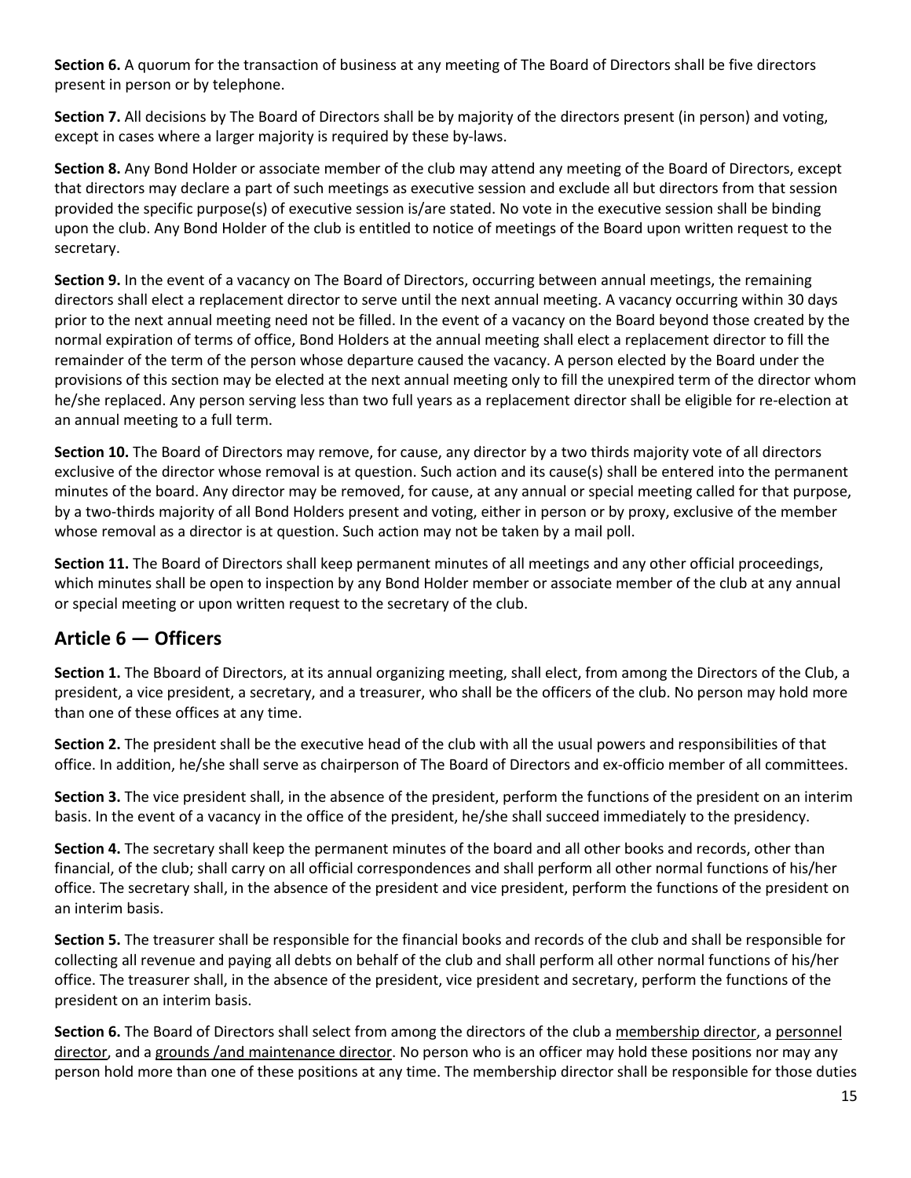**Section 6.** A quorum for the transaction of business at any meeting of The Board of Directors shall be five directors present in person or by telephone.

**Section 7.** All decisions by The Board of Directors shall be by majority of the directors present (in person) and voting, except in cases where a larger majority is required by these by-laws.

**Section 8.** Any Bond Holder or associate member of the club may attend any meeting of the Board of Directors, except that directors may declare a part of such meetings as executive session and exclude all but directors from that session provided the specific purpose(s) of executive session is/are stated. No vote in the executive session shall be binding upon the club. Any Bond Holder of the club is entitled to notice of meetings of the Board upon written request to the secretary.

**Section 9.** In the event of a vacancy on The Board of Directors, occurring between annual meetings, the remaining directors shall elect a replacement director to serve until the next annual meeting. A vacancy occurring within 30 days prior to the next annual meeting need not be filled. In the event of a vacancy on the Board beyond those created by the normal expiration of terms of office, Bond Holders at the annual meeting shall elect a replacement director to fill the remainder of the term of the person whose departure caused the vacancy. A person elected by the Board under the provisions of this section may be elected at the next annual meeting only to fill the unexpired term of the director whom he/she replaced. Any person serving less than two full years as a replacement director shall be eligible for re-election at an annual meeting to a full term.

**Section 10.** The Board of Directors may remove, for cause, any director by a two thirds majority vote of all directors exclusive of the director whose removal is at question. Such action and its cause(s) shall be entered into the permanent minutes of the board. Any director may be removed, for cause, at any annual or special meeting called for that purpose, by a two-thirds majority of all Bond Holders present and voting, either in person or by proxy, exclusive of the member whose removal as a director is at question. Such action may not be taken by a mail poll.

**Section 11.** The Board of Directors shall keep permanent minutes of all meetings and any other official proceedings, which minutes shall be open to inspection by any Bond Holder member or associate member of the club at any annual or special meeting or upon written request to the secretary of the club.

## Article 6 — Officers

**Section 1.** The Bboard of Directors, at its annual organizing meeting, shall elect, from among the Directors of the Club, a president, a vice president, a secretary, and a treasurer, who shall be the officers of the club. No person may hold more than one of these offices at any time.

**Section 2.** The president shall be the executive head of the club with all the usual powers and responsibilities of that office. In addition, he/she shall serve as chairperson of The Board of Directors and ex-officio member of all committees.

**Section 3.** The vice president shall, in the absence of the president, perform the functions of the president on an interim basis. In the event of a vacancy in the office of the president, he/she shall succeed immediately to the presidency.

**Section 4.** The secretary shall keep the permanent minutes of the board and all other books and records, other than financial, of the club; shall carry on all official correspondences and shall perform all other normal functions of his/her office. The secretary shall, in the absence of the president and vice president, perform the functions of the president on an interim basis.

**Section 5.** The treasurer shall be responsible for the financial books and records of the club and shall be responsible for collecting all revenue and paying all debts on behalf of the club and shall perform all other normal functions of his/her office. The treasurer shall, in the absence of the president, vice president and secretary, perform the functions of the president on an interim basis.

**Section 6.** The Board of Directors shall select from among the directors of the club a membership director, a personnel director, and a grounds /and maintenance director. No person who is an officer may hold these positions nor may any person hold more than one of these positions at any time. The membership director shall be responsible for those duties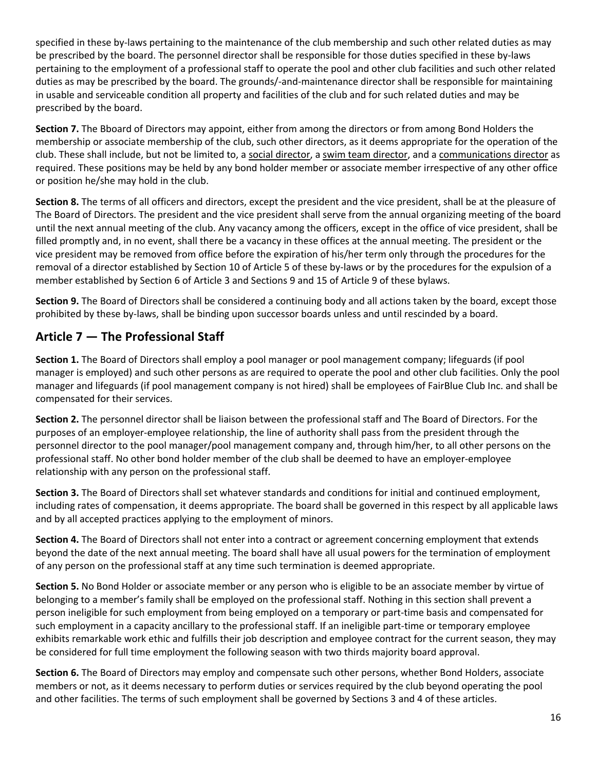specified in these by-laws pertaining to the maintenance of the club membership and such other related duties as may be prescribed by the board. The personnel director shall be responsible for those duties specified in these by-laws pertaining to the employment of a professional staff to operate the pool and other club facilities and such other related duties as may be prescribed by the board. The grounds/-and-maintenance director shall be responsible for maintaining in usable and serviceable condition all property and facilities of the club and for such related duties and may be prescribed by the board.

**Section 7.** The Bboard of Directors may appoint, either from among the directors or from among Bond Holders the membership or associate membership of the club, such other directors, as it deems appropriate for the operation of the club. These shall include, but not be limited to, a <u>social director</u>, a <u>swim team director</u>, and a <u>communications director</u> as required. These positions may be held by any bond holder member or associate member irrespective of any other office or position he/she may hold in the club.

**Section 8.** The terms of all officers and directors, except the president and the vice president, shall be at the pleasure of The Board of Directors. The president and the vice president shall serve from the annual organizing meeting of the board until the next annual meeting of the club. Any vacancy among the officers, except in the office of vice president, shall be filled promptly and, in no event, shall there be a vacancy in these offices at the annual meeting. The president or the vice president may be removed from office before the expiration of his/her term only through the procedures for the removal of a director established by Section 10 of Article 5 of these by-laws or by the procedures for the expulsion of a member established by Section 6 of Article 3 and Sections 9 and 15 of Article 9 of these bylaws.

**Section 9.** The Board of Directors shall be considered a continuing body and all actions taken by the board, except those prohibited by these by-laws, shall be binding upon successor boards unless and until rescinded by a board.

## Article 7 — The Professional Staff

**Section 1.** The Board of Directors shall employ a pool manager or pool management company; lifeguards (if pool manager is employed) and such other persons as are required to operate the pool and other club facilities. Only the pool manager and lifeguards (if pool management company is not hired) shall be employees of FairBlue Club Inc. and shall be compensated for their services.

**Section 2.** The personnel director shall be liaison between the professional staff and The Board of Directors. For the purposes of an employer-employee relationship, the line of authority shall pass from the president through the personnel director to the pool manager/pool management company and, through him/her, to all other persons on the professional staff. No other bond holder member of the club shall be deemed to have an employer-employee relationship with any person on the professional staff.

**Section 3.** The Board of Directors shall set whatever standards and conditions for initial and continued employment, including rates of compensation, it deems appropriate. The board shall be governed in this respect by all applicable laws and by all accepted practices applying to the employment of minors.

**Section 4.** The Board of Directors shall not enter into a contract or agreement concerning employment that extends beyond the date of the next annual meeting. The board shall have all usual powers for the termination of employment of any person on the professional staff at any time such termination is deemed appropriate.

**Section 5.** No Bond Holder or associate member or any person who is eligible to be an associate member by virtue of belonging to a member's family shall be employed on the professional staff. Nothing in this section shall prevent a person ineligible for such employment from being employed on a temporary or part-time basis and compensated for such employment in a capacity ancillary to the professional staff. If an ineligible part-time or temporary employee exhibits remarkable work ethic and fulfills their job description and employee contract for the current season, they may be considered for full time employment the following season with two thirds majority board approval.

**Section 6.** The Board of Directors may employ and compensate such other persons, whether Bond Holders, associate members or not, as it deems necessary to perform duties or services required by the club beyond operating the pool and other facilities. The terms of such employment shall be governed by Sections 3 and 4 of these articles.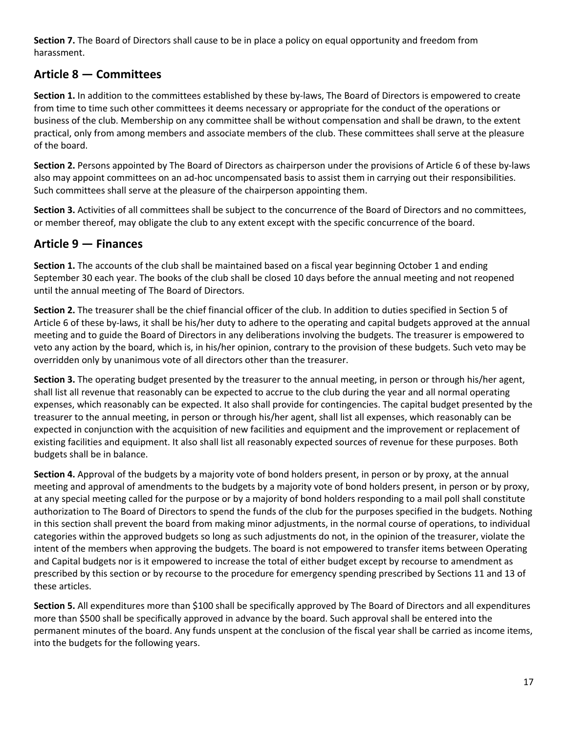**Section 7.** The Board of Directors shall cause to be in place a policy on equal opportunity and freedom from harassment.

## Article 8 — Committees

**Section 1.** In addition to the committees established by these by-laws, The Board of Directors is empowered to create from time to time such other committees it deems necessary or appropriate for the conduct of the operations or business of the club. Membership on any committee shall be without compensation and shall be drawn, to the extent practical, only from among members and associate members of the club. These committees shall serve at the pleasure of the board.

**Section 2.** Persons appointed by The Board of Directors as chairperson under the provisions of Article 6 of these by-laws also may appoint committees on an ad-hoc uncompensated basis to assist them in carrying out their responsibilities. Such committees shall serve at the pleasure of the chairperson appointing them.

**Section 3.** Activities of all committees shall be subject to the concurrence of the Board of Directors and no committees, or member thereof, may obligate the club to any extent except with the specific concurrence of the board.

## Article 9 — Finances

**Section 1.** The accounts of the club shall be maintained based on a fiscal year beginning October 1 and ending September 30 each year. The books of the club shall be closed 10 days before the annual meeting and not reopened until the annual meeting of The Board of Directors.

**Section 2.** The treasurer shall be the chief financial officer of the club. In addition to duties specified in Section 5 of Article 6 of these by-laws, it shall be his/her duty to adhere to the operating and capital budgets approved at the annual meeting and to guide the Board of Directors in any deliberations involving the budgets. The treasurer is empowered to veto any action by the board, which is, in his/her opinion, contrary to the provision of these budgets. Such veto may be overridden only by unanimous vote of all directors other than the treasurer.

**Section 3.** The operating budget presented by the treasurer to the annual meeting, in person or through his/her agent, shall list all revenue that reasonably can be expected to accrue to the club during the year and all normal operating expenses, which reasonably can be expected. It also shall provide for contingencies. The capital budget presented by the treasurer to the annual meeting, in person or through his/her agent, shall list all expenses, which reasonably can be expected in conjunction with the acquisition of new facilities and equipment and the improvement or replacement of existing facilities and equipment. It also shall list all reasonably expected sources of revenue for these purposes. Both budgets shall be in balance.

**Section 4.** Approval of the budgets by a majority vote of bond holders present, in person or by proxy, at the annual meeting and approval of amendments to the budgets by a majority vote of bond holders present, in person or by proxy, at any special meeting called for the purpose or by a majority of bond holders responding to a mail poll shall constitute authorization to The Board of Directors to spend the funds of the club for the purposes specified in the budgets. Nothing in this section shall prevent the board from making minor adjustments, in the normal course of operations, to individual categories within the approved budgets so long as such adjustments do not, in the opinion of the treasurer, violate the intent of the members when approving the budgets. The board is not empowered to transfer items between Operating and Capital budgets nor is it empowered to increase the total of either budget except by recourse to amendment as prescribed by this section or by recourse to the procedure for emergency spending prescribed by Sections 11 and 13 of these articles.

**Section 5.** All expenditures more than $100 shall be specifically approved by The Board of Directors and all expenditures more than $500 shall be specifically approved in advance by the board. Such approval shall be entered into the permanent minutes of the board. Any funds unspent at the conclusion of the fiscal year shall be carried as income items, into the budgets for the following years.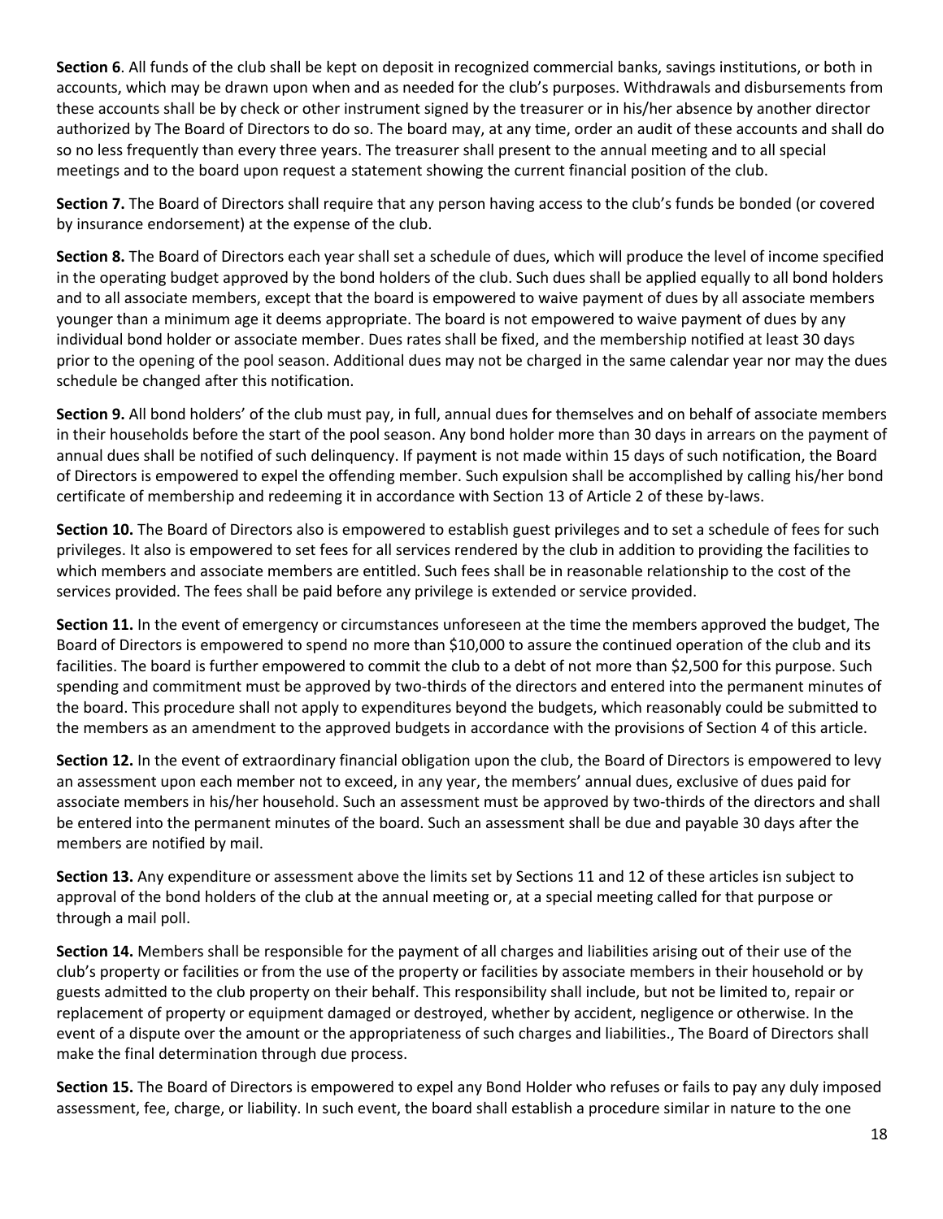**Section 6**. All funds of the club shall be kept on deposit in recognized commercial banks, savings institutions, or both in accounts, which may be drawn upon when and as needed for the club's purposes. Withdrawals and disbursements from these accounts shall be by check or other instrument signed by the treasurer or in his/her absence by another director authorized by The Board of Directors to do so. The board may, at any time, order an audit of these accounts and shall do so no less frequently than every three years. The treasurer shall present to the annual meeting and to all special meetings and to the board upon request a statement showing the current financial position of the club.

**Section 7.** The Board of Directors shall require that any person having access to the club's funds be bonded (or covered by insurance endorsement) at the expense of the club.

**Section 8.** The Board of Directors each year shall set a schedule of dues, which will produce the level of income specified in the operating budget approved by the bond holders of the club. Such dues shall be applied equally to all bond holders and to all associate members, except that the board is empowered to waive payment of dues by all associate members younger than a minimum age it deems appropriate. The board is not empowered to waive payment of dues by any individual bond holder or associate member. Dues rates shall be fixed, and the membership notified at least 30 days prior to the opening of the pool season. Additional dues may not be charged in the same calendar year nor may the dues schedule be changed after this notification.

**Section 9.** All bond holders' of the club must pay, in full, annual dues for themselves and on behalf of associate members in their households before the start of the pool season. Any bond holder more than 30 days in arrears on the payment of annual dues shall be notified of such delinquency. If payment is not made within 15 days of such notification, the Board of Directors is empowered to expel the offending member. Such expulsion shall be accomplished by calling his/her bond certificate of membership and redeeming it in accordance with Section 13 of Article 2 of these by-laws.

**Section 10.** The Board of Directors also is empowered to establish guest privileges and to set a schedule of fees for such privileges. It also is empowered to set fees for all services rendered by the club in addition to providing the facilities to which members and associate members are entitled. Such fees shall be in reasonable relationship to the cost of the services provided. The fees shall be paid before any privilege is extended or service provided.

**Section 11.** In the event of emergency or circumstances unforeseen at the time the members approved the budget, The Board of Directors is empowered to spend no more than $10,000 to assure the continued operation of the club and its facilities. The board is further empowered to commit the club to a debt of not more than $2,500 for this purpose. Such spending and commitment must be approved by two-thirds of the directors and entered into the permanent minutes of the board. This procedure shall not apply to expenditures beyond the budgets, which reasonably could be submitted to the members as an amendment to the approved budgets in accordance with the provisions of Section 4 of this article.

**Section 12.** In the event of extraordinary financial obligation upon the club, the Board of Directors is empowered to levy an assessment upon each member not to exceed, in any year, the members' annual dues, exclusive of dues paid for associate members in his/her household. Such an assessment must be approved by two-thirds of the directors and shall be entered into the permanent minutes of the board. Such an assessment shall be due and payable 30 days after the members are notified by mail.

**Section 13.** Any expenditure or assessment above the limits set by Sections 11 and 12 of these articles isn subject to approval of the bond holders of the club at the annual meeting or, at a special meeting called for that purpose or through a mail poll.

**Section 14.** Members shall be responsible for the payment of all charges and liabilities arising out of their use of the club's property or facilities or from the use of the property or facilities by associate members in their household or by guests admitted to the club property on their behalf. This responsibility shall include, but not be limited to, repair or replacement of property or equipment damaged or destroyed, whether by accident, negligence or otherwise. In the event of a dispute over the amount or the appropriateness of such charges and liabilities., The Board of Directors shall make the final determination through due process.

**Section 15.** The Board of Directors is empowered to expel any Bond Holder who refuses or fails to pay any duly imposed assessment, fee, charge, or liability. In such event, the board shall establish a procedure similar in nature to the one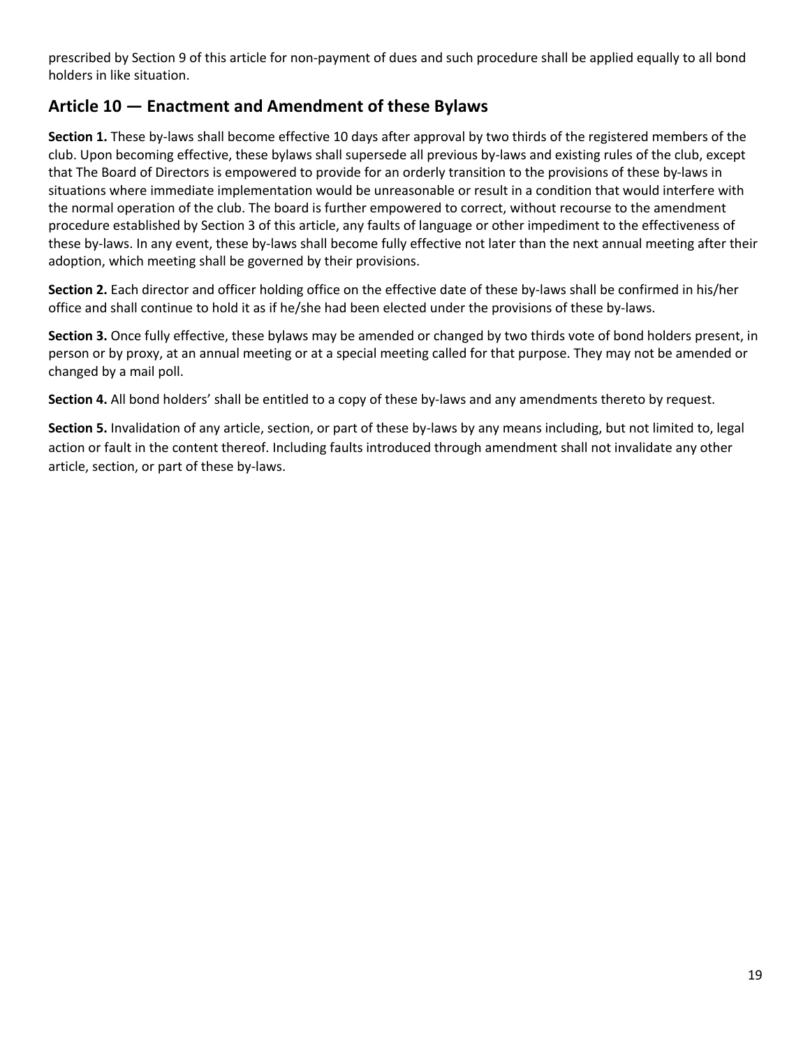prescribed by Section 9 of this article for non-payment of dues and such procedure shall be applied equally to all bond holders in like situation.

## Article 10 — Enactment and Amendment of these Bylaws

**Section 1.** These by-laws shall become effective 10 days after approval by two thirds of the registered members of the club. Upon becoming effective, these bylaws shall supersede all previous by-laws and existing rules of the club, except that The Board of Directors is empowered to provide for an orderly transition to the provisions of these by-laws in situations where immediate implementation would be unreasonable or result in a condition that would interfere with the normal operation of the club. The board is further empowered to correct, without recourse to the amendment procedure established by Section 3 of this article, any faults of language or other impediment to the effectiveness of these by-laws. In any event, these by-laws shall become fully effective not later than the next annual meeting after their adoption, which meeting shall be governed by their provisions.

**Section 2.** Each director and officer holding office on the effective date of these by-laws shall be confirmed in his/her office and shall continue to hold it as if he/she had been elected under the provisions of these by-laws.

**Section 3.** Once fully effective, these bylaws may be amended or changed by two thirds vote of bond holders present, in person or by proxy, at an annual meeting or at a special meeting called for that purpose. They may not be amended or changed by a mail poll.

**Section 4.** All bond holders' shall be entitled to a copy of these by-laws and any amendments thereto by request.

**Section 5.** Invalidation of any article, section, or part of these by-laws by any means including, but not limited to, legal action or fault in the content thereof. Including faults introduced through amendment shall not invalidate any other article, section, or part of these by-laws.